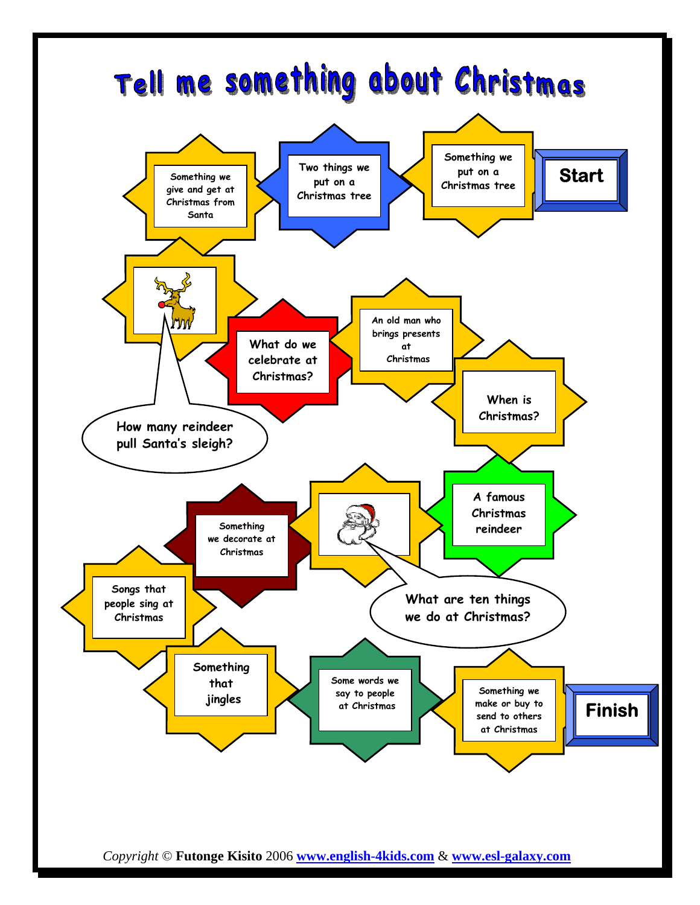# Tell me something about Christmas

Start

Something we put on a Christmas tree

Two things we put on a Christmas tree

Something we give and get at Christmas from Santa

How many reindeer pull Santa's sleigh?

What do we celebrate at Christmas?

An old man who brings presents at Christmas

When is Christmas?

A famous Christmas reindeer

What are ten things we do at Christmas?

Something we decorate at Christmas

Songs that people sing at Christmas

Something that jingles

Some words we say to people at Christmas

Something we make or buy to send to others at Christmas

Finish

*Copyright* © **Futonge Kisito** 2006 **www.english-4kids.com** & **www.esl-galaxy.com**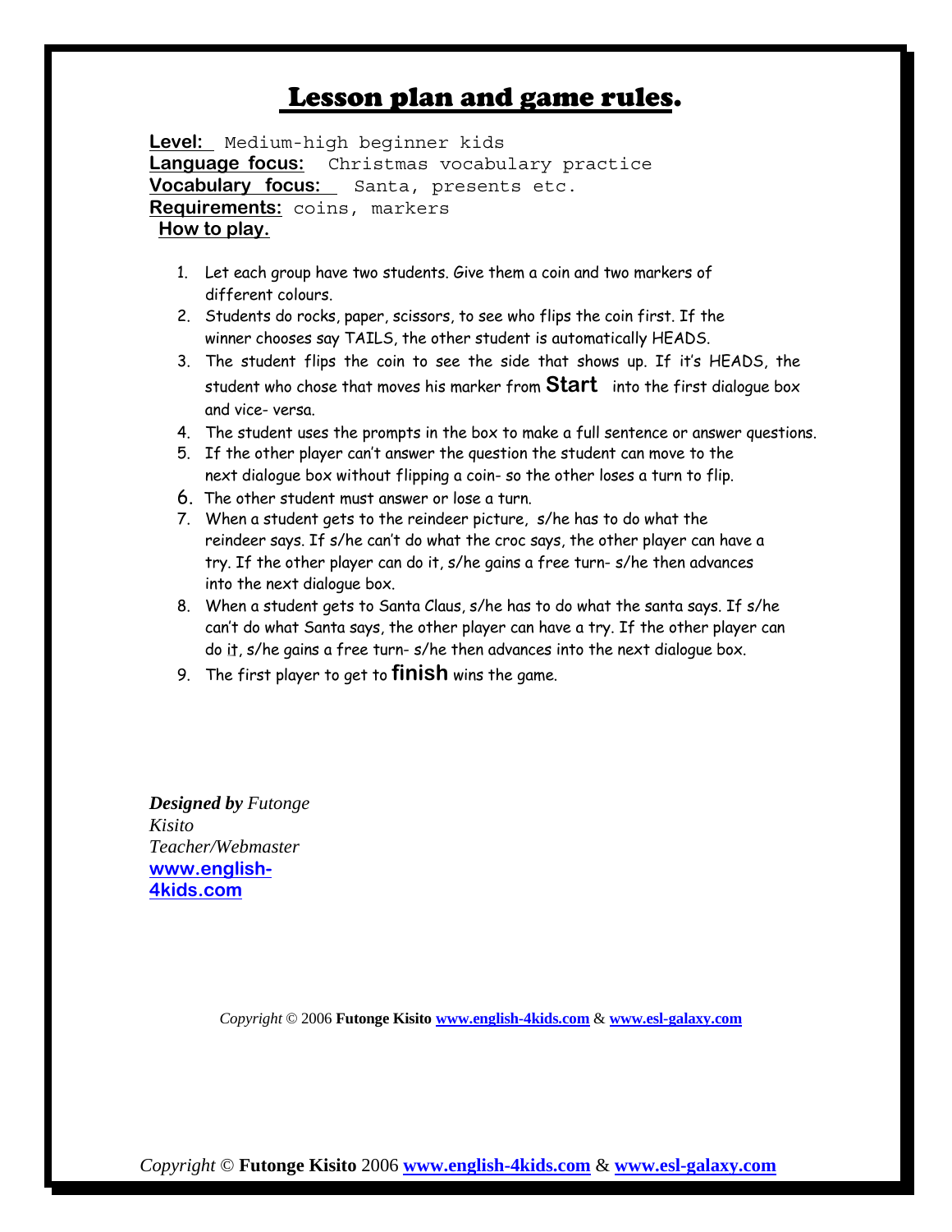# Lesson plan and game rules.

**Level:** Medium-high beginner kids
**Language focus:** Christmas vocabulary practice
**Vocabulary focus:** Santa, presents etc.
**Requirements:** coins, markers

**How to play.**

1. Let each group have two students. Give them a coin and two markers of different colours.
2. Students do rocks, paper, scissors, to see who flips the coin first. If the winner chooses say TAILS, the other student is automatically HEADS.
3. The student flips the coin to see the side that shows up. If it's HEADS, the student who chose that moves his marker from **Start** into the first dialogue box and vice- versa.
4. The student uses the prompts in the box to make a full sentence or answer questions.
5. If the other player can't answer the question the student can move to the next dialogue box without flipping a coin- so the other loses a turn to flip.
6. The other student must answer or lose a turn.
7. When a student gets to the reindeer picture, s/he has to do what the reindeer says. If s/he can't do what the croc says, the other player can have a try. If the other player can do it, s/he gains a free turn- s/he then advances into the next dialogue box.
8. When a student gets to Santa Claus, s/he has to do what the santa says. If s/he can't do what Santa says, the other player can have a try. If the other player can do it, s/he gains a free turn- s/he then advances into the next dialogue box.
9. The first player to get to **finish** wins the game.

***Designed by*** *Futonge Kisito*
*Teacher/Webmaster*
**www.english-4kids.com**

*Copyright* © 2006 **Futonge Kisito** **www.english-4kids.com** & **www.esl-galaxy.com**